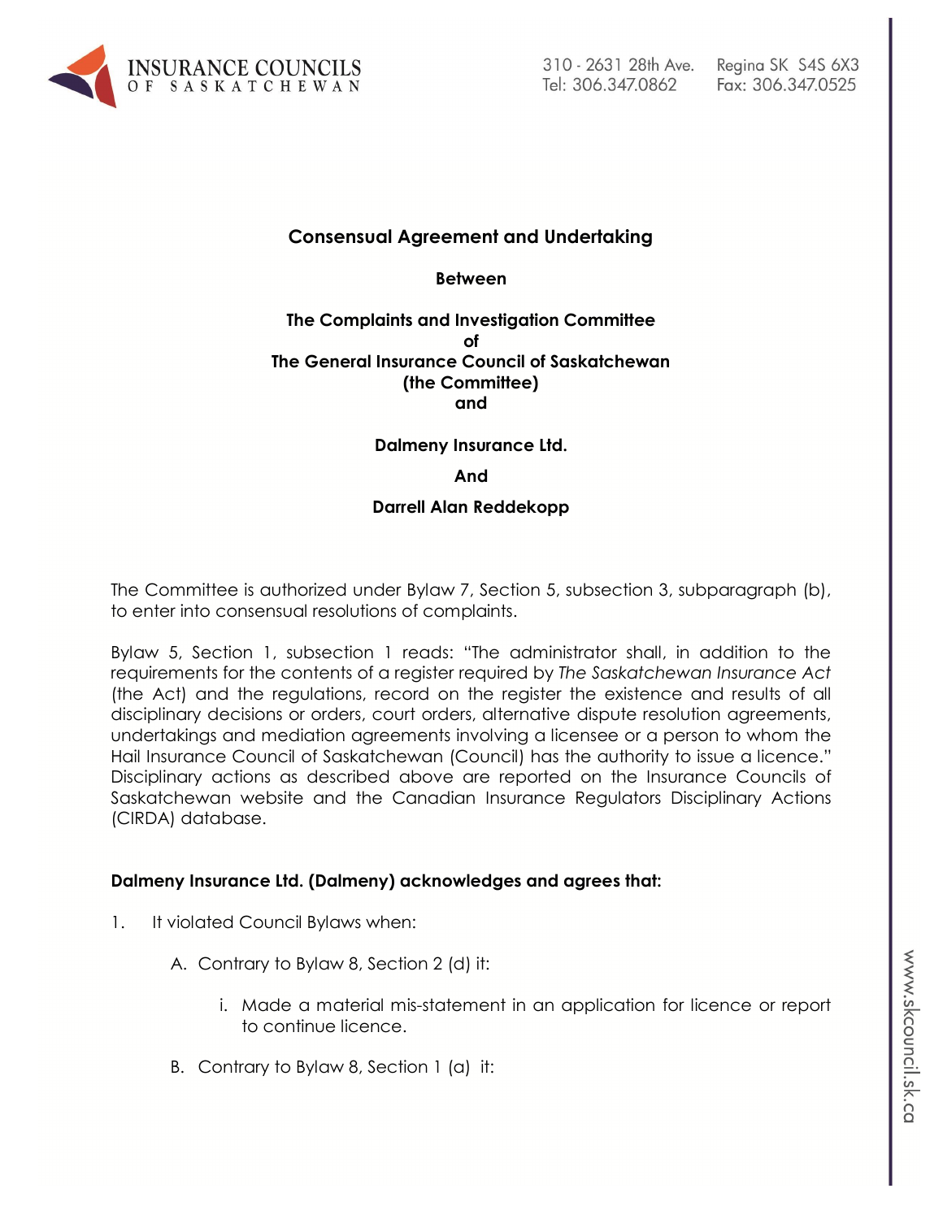## Consensual Agreement and Undertaking

**Between**

**The Complaints and Investigation Committee**
**of**
**The General Insurance Council of Saskatchewan**
**(the Committee)**
**and**

**Dalmeny Insurance Ltd.**

**And**

**Darrell Alan Reddekopp**

The Committee is authorized under Bylaw 7, Section 5, subsection 3, subparagraph (b), to enter into consensual resolutions of complaints.

Bylaw 5, Section 1, subsection 1 reads: "The administrator shall, in addition to the requirements for the contents of a register required by *The Saskatchewan Insurance Act* (the Act) and the regulations, record on the register the existence and results of all disciplinary decisions or orders, court orders, alternative dispute resolution agreements, undertakings and mediation agreements involving a licensee or a person to whom the Hail Insurance Council of Saskatchewan (Council) has the authority to issue a licence." Disciplinary actions as described above are reported on the Insurance Councils of Saskatchewan website and the Canadian Insurance Regulators Disciplinary Actions (CIRDA) database.

**Dalmeny Insurance Ltd. (Dalmeny) acknowledges and agrees that:**

1. It violated Council Bylaws when:

   A. Contrary to Bylaw 8, Section 2 (d) it:

      i. Made a material mis-statement in an application for licence or report to continue licence.

   B. Contrary to Bylaw 8, Section 1 (a) it: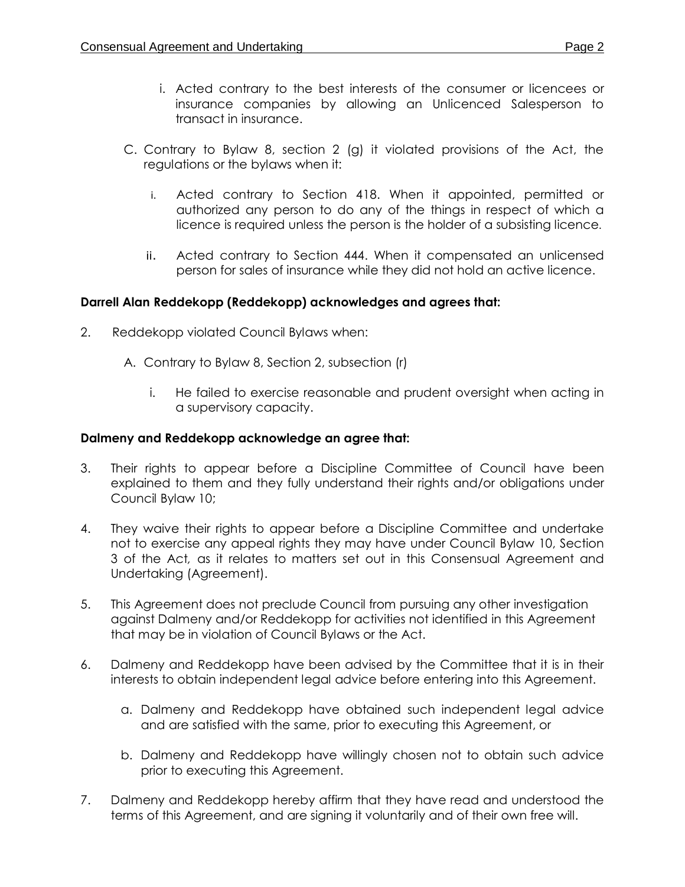i. Acted contrary to the best interests of the consumer or licencees or insurance companies by allowing an Unlicenced Salesperson to transact in insurance.

C. Contrary to Bylaw 8, section 2 (g) it violated provisions of the Act, the regulations or the bylaws when it:

i. Acted contrary to Section 418. When it appointed, permitted or authorized any person to do any of the things in respect of which a licence is required unless the person is the holder of a subsisting licence.

ii. Acted contrary to Section 444. When it compensated an unlicensed person for sales of insurance while they did not hold an active licence.

**Darrell Alan Reddekopp (Reddekopp) acknowledges and agrees that:**

2. Reddekopp violated Council Bylaws when:

A. Contrary to Bylaw 8, Section 2, subsection (r)

i. He failed to exercise reasonable and prudent oversight when acting in a supervisory capacity.

**Dalmeny and Reddekopp acknowledge an agree that:**

3. Their rights to appear before a Discipline Committee of Council have been explained to them and they fully understand their rights and/or obligations under Council Bylaw 10;

4. They waive their rights to appear before a Discipline Committee and undertake not to exercise any appeal rights they may have under Council Bylaw 10, Section 3 of the Act, as it relates to matters set out in this Consensual Agreement and Undertaking (Agreement).

5. This Agreement does not preclude Council from pursuing any other investigation against Dalmeny and/or Reddekopp for activities not identified in this Agreement that may be in violation of Council Bylaws or the Act.

6. Dalmeny and Reddekopp have been advised by the Committee that it is in their interests to obtain independent legal advice before entering into this Agreement.

a. Dalmeny and Reddekopp have obtained such independent legal advice and are satisfied with the same, prior to executing this Agreement, or

b. Dalmeny and Reddekopp have willingly chosen not to obtain such advice prior to executing this Agreement.

7. Dalmeny and Reddekopp hereby affirm that they have read and understood the terms of this Agreement, and are signing it voluntarily and of their own free will.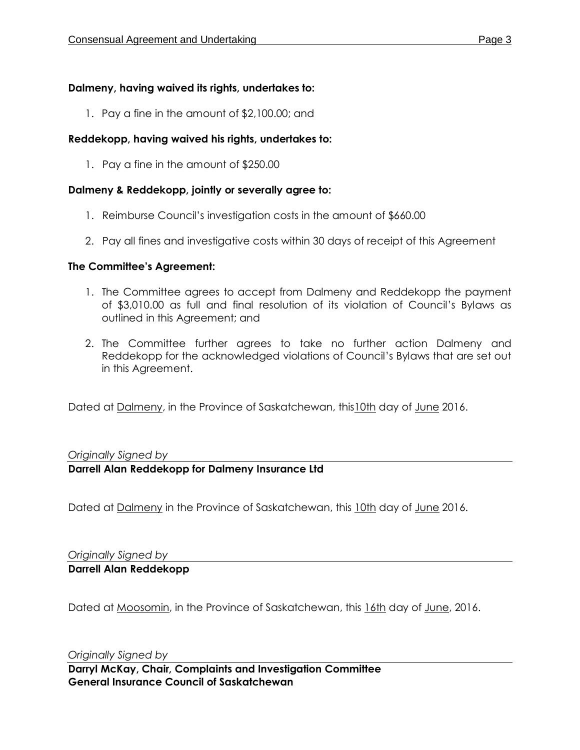**Dalmeny, having waived its rights, undertakes to:**

1. Pay a fine in the amount of $2,100.00; and

**Reddekopp, having waived his rights, undertakes to:**

1. Pay a fine in the amount of $250.00

**Dalmeny & Reddekopp, jointly or severally agree to:**

1. Reimburse Council's investigation costs in the amount of $660.00
2. Pay all fines and investigative costs within 30 days of receipt of this Agreement

**The Committee's Agreement:**

1. The Committee agrees to accept from Dalmeny and Reddekopp the payment of $3,010.00 as full and final resolution of its violation of Council's Bylaws as outlined in this Agreement; and
2. The Committee further agrees to take no further action Dalmeny and Reddekopp for the acknowledged violations of Council's Bylaws that are set out in this Agreement.

Dated at Dalmeny, in the Province of Saskatchewan, this10th day of June 2016.

*Originally Signed by*

**Darrell Alan Reddekopp for Dalmeny Insurance Ltd**

Dated at Dalmeny in the Province of Saskatchewan, this 10th day of June 2016.

*Originally Signed by*

**Darrell Alan Reddekopp**

Dated at Moosomin, in the Province of Saskatchewan, this 16th day of June, 2016.

*Originally Signed by*

**Darryl McKay, Chair, Complaints and Investigation Committee**
**General Insurance Council of Saskatchewan**